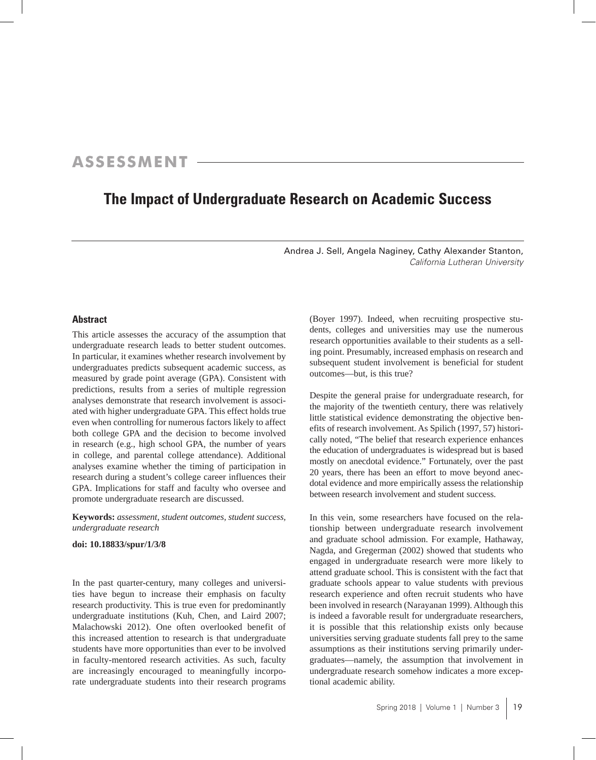ASSESSMENT

# The Impact of Undergraduate Research on Academic Success

Andrea J. Sell, Angela Naginey, Cathy Alexander Stanton,
*California Lutheran University*

### Abstract

This article assesses the accuracy of the assumption that undergraduate research leads to better student outcomes. In particular, it examines whether research involvement by undergraduates predicts subsequent academic success, as measured by grade point average (GPA). Consistent with predictions, results from a series of multiple regression analyses demonstrate that research involvement is associated with higher undergraduate GPA. This effect holds true even when controlling for numerous factors likely to affect both college GPA and the decision to become involved in research (e.g., high school GPA, the number of years in college, and parental college attendance). Additional analyses examine whether the timing of participation in research during a student's college career influences their GPA. Implications for staff and faculty who oversee and promote undergraduate research are discussed.

**Keywords:** *assessment, student outcomes, student success, undergraduate research*

**doi: 10.18833/spur/1/3/8**

In the past quarter-century, many colleges and universities have begun to increase their emphasis on faculty research productivity. This is true even for predominantly undergraduate institutions (Kuh, Chen, and Laird 2007; Malachowski 2012). One often overlooked benefit of this increased attention to research is that undergraduate students have more opportunities than ever to be involved in faculty-mentored research activities. As such, faculty are increasingly encouraged to meaningfully incorporate undergraduate students into their research programs (Boyer 1997). Indeed, when recruiting prospective students, colleges and universities may use the numerous research opportunities available to their students as a selling point. Presumably, increased emphasis on research and subsequent student involvement is beneficial for student outcomes—but, is this true?

Despite the general praise for undergraduate research, for the majority of the twentieth century, there was relatively little statistical evidence demonstrating the objective benefits of research involvement. As Spilich (1997, 57) historically noted, "The belief that research experience enhances the education of undergraduates is widespread but is based mostly on anecdotal evidence." Fortunately, over the past 20 years, there has been an effort to move beyond anecdotal evidence and more empirically assess the relationship between research involvement and student success.

In this vein, some researchers have focused on the relationship between undergraduate research involvement and graduate school admission. For example, Hathaway, Nagda, and Gregerman (2002) showed that students who engaged in undergraduate research were more likely to attend graduate school. This is consistent with the fact that graduate schools appear to value students with previous research experience and often recruit students who have been involved in research (Narayanan 1999). Although this is indeed a favorable result for undergraduate researchers, it is possible that this relationship exists only because universities serving graduate students fall prey to the same assumptions as their institutions serving primarily undergraduates—namely, the assumption that involvement in undergraduate research somehow indicates a more exceptional academic ability.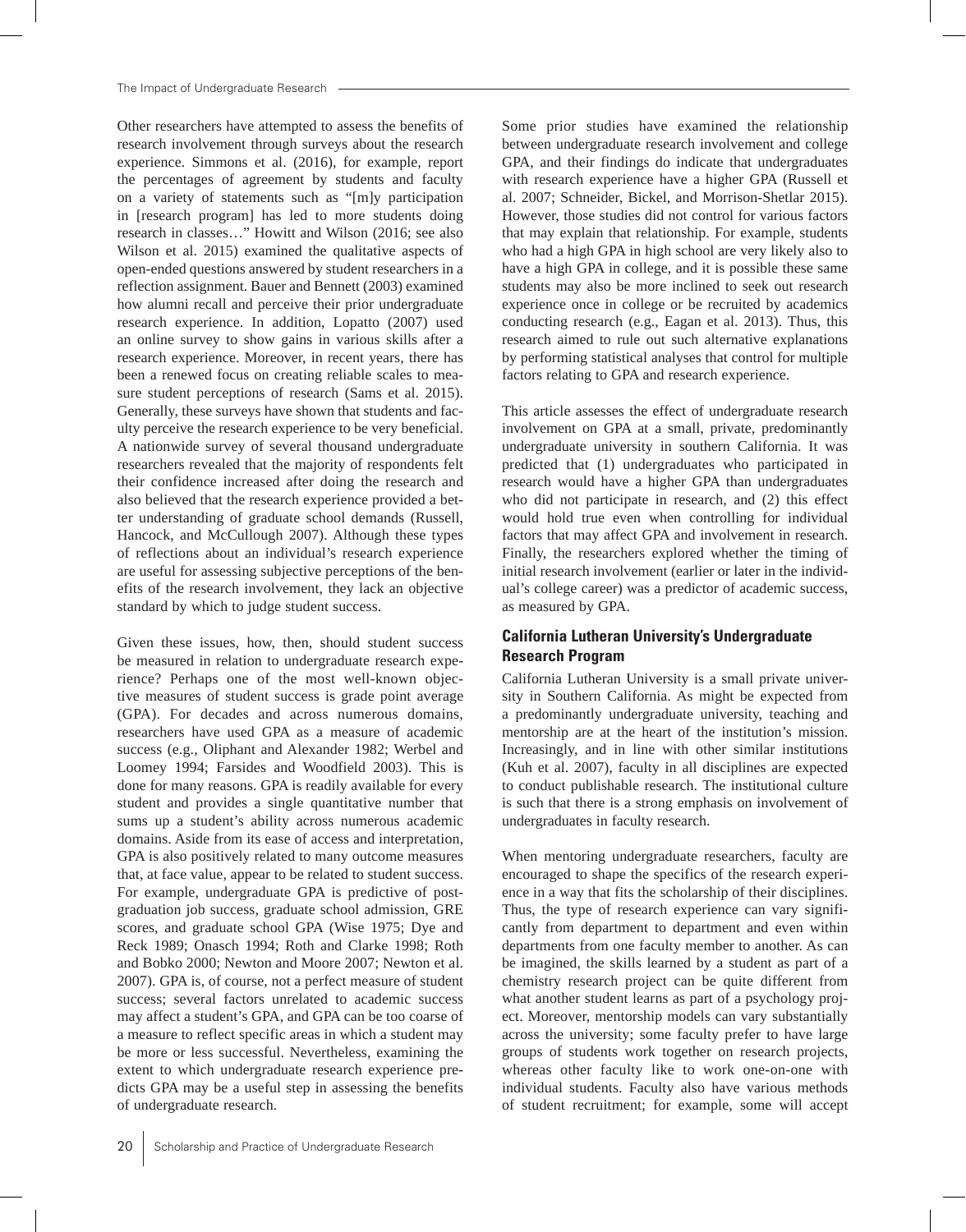Other researchers have attempted to assess the benefits of research involvement through surveys about the research experience. Simmons et al. (2016), for example, report the percentages of agreement by students and faculty on a variety of statements such as "[m]y participation in [research program] has led to more students doing research in classes…" Howitt and Wilson (2016; see also Wilson et al. 2015) examined the qualitative aspects of open-ended questions answered by student researchers in a reflection assignment. Bauer and Bennett (2003) examined how alumni recall and perceive their prior undergraduate research experience. In addition, Lopatto (2007) used an online survey to show gains in various skills after a research experience. Moreover, in recent years, there has been a renewed focus on creating reliable scales to measure student perceptions of research (Sams et al. 2015). Generally, these surveys have shown that students and faculty perceive the research experience to be very beneficial. A nationwide survey of several thousand undergraduate researchers revealed that the majority of respondents felt their confidence increased after doing the research and also believed that the research experience provided a better understanding of graduate school demands (Russell, Hancock, and McCullough 2007). Although these types of reflections about an individual's research experience are useful for assessing subjective perceptions of the benefits of the research involvement, they lack an objective standard by which to judge student success.

Given these issues, how, then, should student success be measured in relation to undergraduate research experience? Perhaps one of the most well-known objective measures of student success is grade point average (GPA). For decades and across numerous domains, researchers have used GPA as a measure of academic success (e.g., Oliphant and Alexander 1982; Werbel and Loomey 1994; Farsides and Woodfield 2003). This is done for many reasons. GPA is readily available for every student and provides a single quantitative number that sums up a student's ability across numerous academic domains. Aside from its ease of access and interpretation, GPA is also positively related to many outcome measures that, at face value, appear to be related to student success. For example, undergraduate GPA is predictive of post-graduation job success, graduate school admission, GRE scores, and graduate school GPA (Wise 1975; Dye and Reck 1989; Onasch 1994; Roth and Clarke 1998; Roth and Bobko 2000; Newton and Moore 2007; Newton et al. 2007). GPA is, of course, not a perfect measure of student success; several factors unrelated to academic success may affect a student's GPA, and GPA can be too coarse of a measure to reflect specific areas in which a student may be more or less successful. Nevertheless, examining the extent to which undergraduate research experience predicts GPA may be a useful step in assessing the benefits of undergraduate research.

Some prior studies have examined the relationship between undergraduate research involvement and college GPA, and their findings do indicate that undergraduates with research experience have a higher GPA (Russell et al. 2007; Schneider, Bickel, and Morrison-Shetlar 2015). However, those studies did not control for various factors that may explain that relationship. For example, students who had a high GPA in high school are very likely also to have a high GPA in college, and it is possible these same students may also be more inclined to seek out research experience once in college or be recruited by academics conducting research (e.g., Eagan et al. 2013). Thus, this research aimed to rule out such alternative explanations by performing statistical analyses that control for multiple factors relating to GPA and research experience.

This article assesses the effect of undergraduate research involvement on GPA at a small, private, predominantly undergraduate university in southern California. It was predicted that (1) undergraduates who participated in research would have a higher GPA than undergraduates who did not participate in research, and (2) this effect would hold true even when controlling for individual factors that may affect GPA and involvement in research. Finally, the researchers explored whether the timing of initial research involvement (earlier or later in the individual's college career) was a predictor of academic success, as measured by GPA.

## California Lutheran University's Undergraduate Research Program

California Lutheran University is a small private university in Southern California. As might be expected from a predominantly undergraduate university, teaching and mentorship are at the heart of the institution's mission. Increasingly, and in line with other similar institutions (Kuh et al. 2007), faculty in all disciplines are expected to conduct publishable research. The institutional culture is such that there is a strong emphasis on involvement of undergraduates in faculty research.

When mentoring undergraduate researchers, faculty are encouraged to shape the specifics of the research experience in a way that fits the scholarship of their disciplines. Thus, the type of research experience can vary significantly from department to department and even within departments from one faculty member to another. As can be imagined, the skills learned by a student as part of a chemistry research project can be quite different from what another student learns as part of a psychology project. Moreover, mentorship models can vary substantially across the university; some faculty prefer to have large groups of students work together on research projects, whereas other faculty like to work one-on-one with individual students. Faculty also have various methods of student recruitment; for example, some will accept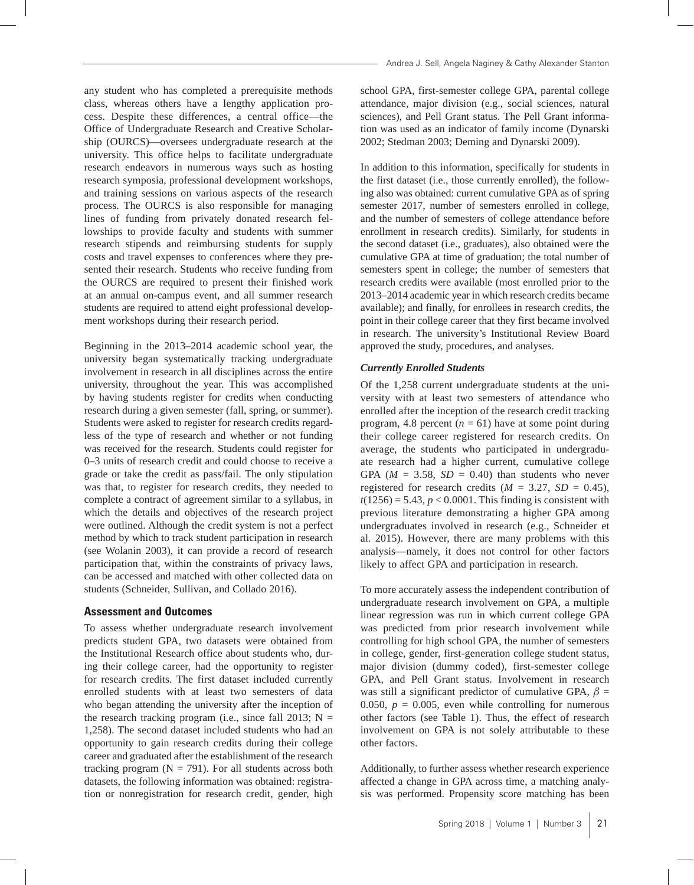any student who has completed a prerequisite methods class, whereas others have a lengthy application process. Despite these differences, a central office—the Office of Undergraduate Research and Creative Scholarship (OURCS)—oversees undergraduate research at the university. This office helps to facilitate undergraduate research endeavors in numerous ways such as hosting research symposia, professional development workshops, and training sessions on various aspects of the research process. The OURCS is also responsible for managing lines of funding from privately donated research fellowships to provide faculty and students with summer research stipends and reimbursing students for supply costs and travel expenses to conferences where they presented their research. Students who receive funding from the OURCS are required to present their finished work at an annual on-campus event, and all summer research students are required to attend eight professional development workshops during their research period.

Beginning in the 2013–2014 academic school year, the university began systematically tracking undergraduate involvement in research in all disciplines across the entire university, throughout the year. This was accomplished by having students register for credits when conducting research during a given semester (fall, spring, or summer). Students were asked to register for research credits regardless of the type of research and whether or not funding was received for the research. Students could register for 0–3 units of research credit and could choose to receive a grade or take the credit as pass/fail. The only stipulation was that, to register for research credits, they needed to complete a contract of agreement similar to a syllabus, in which the details and objectives of the research project were outlined. Although the credit system is not a perfect method by which to track student participation in research (see Wolanin 2003), it can provide a record of research participation that, within the constraints of privacy laws, can be accessed and matched with other collected data on students (Schneider, Sullivan, and Collado 2016).

## Assessment and Outcomes

To assess whether undergraduate research involvement predicts student GPA, two datasets were obtained from the Institutional Research office about students who, during their college career, had the opportunity to register for research credits. The first dataset included currently enrolled students with at least two semesters of data who began attending the university after the inception of the research tracking program (i.e., since fall 2013; N = 1,258). The second dataset included students who had an opportunity to gain research credits during their college career and graduated after the establishment of the research tracking program (N = 791). For all students across both datasets, the following information was obtained: registration or nonregistration for research credit, gender, high school GPA, first-semester college GPA, parental college attendance, major division (e.g., social sciences, natural sciences), and Pell Grant status. The Pell Grant information was used as an indicator of family income (Dynarski 2002; Stedman 2003; Deming and Dynarski 2009).

In addition to this information, specifically for students in the first dataset (i.e., those currently enrolled), the following also was obtained: current cumulative GPA as of spring semester 2017, number of semesters enrolled in college, and the number of semesters of college attendance before enrollment in research credits). Similarly, for students in the second dataset (i.e., graduates), also obtained were the cumulative GPA at time of graduation; the total number of semesters spent in college; the number of semesters that research credits were available (most enrolled prior to the 2013–2014 academic year in which research credits became available); and finally, for enrollees in research credits, the point in their college career that they first became involved in research. The university's Institutional Review Board approved the study, procedures, and analyses.

### *Currently Enrolled Students*

Of the 1,258 current undergraduate students at the university with at least two semesters of attendance who enrolled after the inception of the research credit tracking program, 4.8 percent ($n$ = 61) have at some point during their college career registered for research credits. On average, the students who participated in undergraduate research had a higher current, cumulative college GPA ($M$ = 3.58, $SD$ = 0.40) than students who never registered for research credits ($M$ = 3.27, $SD$ = 0.45), $t(1256) = 5.43$, $p < 0.0001$. This finding is consistent with previous literature demonstrating a higher GPA among undergraduates involved in research (e.g., Schneider et al. 2015). However, there are many problems with this analysis—namely, it does not control for other factors likely to affect GPA and participation in research.

To more accurately assess the independent contribution of undergraduate research involvement on GPA, a multiple linear regression was run in which current college GPA was predicted from prior research involvement while controlling for high school GPA, the number of semesters in college, gender, first-generation college student status, major division (dummy coded), first-semester college GPA, and Pell Grant status. Involvement in research was still a significant predictor of cumulative GPA, $\beta$ = 0.050, $p$ = 0.005, even while controlling for numerous other factors (see Table 1). Thus, the effect of research involvement on GPA is not solely attributable to these other factors.

Additionally, to further assess whether research experience affected a change in GPA across time, a matching analysis was performed. Propensity score matching has been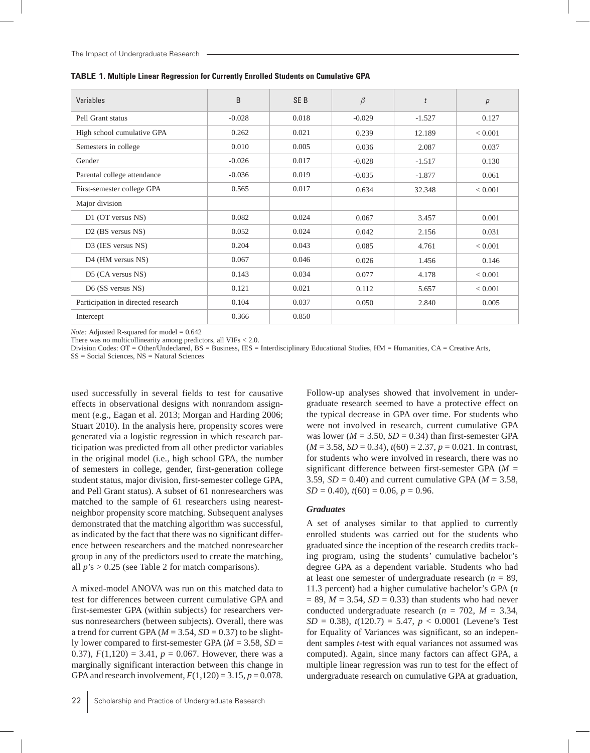**TABLE 1. Multiple Linear Regression for Currently Enrolled Students on Cumulative GPA**

| Variables | B | SE B | $\beta$ | $t$ | $p$ |
|---|---|---|---|---|---|
| Pell Grant status | -0.028 | 0.018 | -0.029 | -1.527 | 0.127 |
| High school cumulative GPA | 0.262 | 0.021 | 0.239 | 12.189 | < 0.001 |
| Semesters in college | 0.010 | 0.005 | 0.036 | 2.087 | 0.037 |
| Gender | -0.026 | 0.017 | -0.028 | -1.517 | 0.130 |
| Parental college attendance | -0.036 | 0.019 | -0.035 | -1.877 | 0.061 |
| First-semester college GPA | 0.565 | 0.017 | 0.634 | 32.348 | < 0.001 |
| Major division | | | | | |
| D1 (OT versus NS) | 0.082 | 0.024 | 0.067 | 3.457 | 0.001 |
| D2 (BS versus NS) | 0.052 | 0.024 | 0.042 | 2.156 | 0.031 |
| D3 (IES versus NS) | 0.204 | 0.043 | 0.085 | 4.761 | < 0.001 |
| D4 (HM versus NS) | 0.067 | 0.046 | 0.026 | 1.456 | 0.146 |
| D5 (CA versus NS) | 0.143 | 0.034 | 0.077 | 4.178 | < 0.001 |
| D6 (SS versus NS) | 0.121 | 0.021 | 0.112 | 5.657 | < 0.001 |
| Participation in directed research | 0.104 | 0.037 | 0.050 | 2.840 | 0.005 |
| Intercept | 0.366 | 0.850 | | | |

*Note:* Adjusted R-squared for model = 0.642
There was no multicollinearity among predictors, all VIFs < 2.0.
Division Codes: OT = Other/Undeclared, BS = Business, IES = Interdisciplinary Educational Studies, HM = Humanities, CA = Creative Arts, SS = Social Sciences, NS = Natural Sciences

used successfully in several fields to test for causative effects in observational designs with nonrandom assignment (e.g., Eagan et al. 2013; Morgan and Harding 2006; Stuart 2010). In the analysis here, propensity scores were generated via a logistic regression in which research participation was predicted from all other predictor variables in the original model (i.e., high school GPA, the number of semesters in college, gender, first-generation college student status, major division, first-semester college GPA, and Pell Grant status). A subset of 61 nonresearchers was matched to the sample of 61 researchers using nearest-neighbor propensity score matching. Subsequent analyses demonstrated that the matching algorithm was successful, as indicated by the fact that there was no significant difference between researchers and the matched nonresearcher group in any of the predictors used to create the matching, all $p$'s > 0.25 (see Table 2 for match comparisons).

A mixed-model ANOVA was run on this matched data to test for differences between current cumulative GPA and first-semester GPA (within subjects) for researchers versus nonresearchers (between subjects). Overall, there was a trend for current GPA ($M$ = 3.54, $SD$ = 0.37) to be slightly lower compared to first-semester GPA ($M$ = 3.58, $SD$ = 0.37), $F(1,120) = 3.41$, $p = 0.067$. However, there was a marginally significant interaction between this change in GPA and research involvement, $F(1,120) = 3.15$, $p = 0.078$. Follow-up analyses showed that involvement in undergraduate research seemed to have a protective effect on the typical decrease in GPA over time. For students who were not involved in research, current cumulative GPA was lower ($M$ = 3.50, $SD$ = 0.34) than first-semester GPA ($M$ = 3.58, $SD$ = 0.34), $t(60) = 2.37$, $p = 0.021$. In contrast, for students who were involved in research, there was no significant difference between first-semester GPA ($M$ = 3.59, $SD$ = 0.40) and current cumulative GPA ($M$ = 3.58, $SD$ = 0.40), $t(60) = 0.06$, $p = 0.96$.

### *Graduates*

A set of analyses similar to that applied to currently enrolled students was carried out for the students who graduated since the inception of the research credits tracking program, using the students' cumulative bachelor's degree GPA as a dependent variable. Students who had at least one semester of undergraduate research ($n$ = 89, 11.3 percent) had a higher cumulative bachelor's GPA ($n$ = 89, $M$ = 3.54, $SD$ = 0.33) than students who had never conducted undergraduate research ($n$ = 702, $M$ = 3.34, $SD$ = 0.38), $t(120.7) = 5.47$, $p < 0.0001$ (Levene's Test for Equality of Variances was significant, so an independent samples $t$-test with equal variances not assumed was computed). Again, since many factors can affect GPA, a multiple linear regression was run to test for the effect of undergraduate research on cumulative GPA at graduation,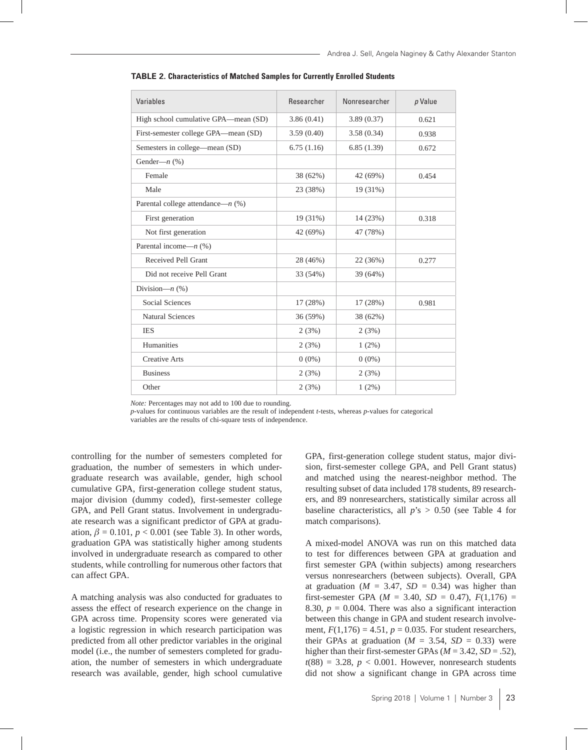**TABLE 2. Characteristics of Matched Samples for Currently Enrolled Students**

| Variables | Researcher | Nonresearcher | *p* Value |
|---|---|---|---|
| High school cumulative GPA—mean (SD) | 3.86 (0.41) | 3.89 (0.37) | 0.621 |
| First-semester college GPA—mean (SD) | 3.59 (0.40) | 3.58 (0.34) | 0.938 |
| Semesters in college—mean (SD) | 6.75 (1.16) | 6.85 (1.39) | 0.672 |
| Gender—*n* (%) | | | |
| Female | 38 (62%) | 42 (69%) | 0.454 |
| Male | 23 (38%) | 19 (31%) | |
| Parental college attendance—*n* (%) | | | |
| First generation | 19 (31%) | 14 (23%) | 0.318 |
| Not first generation | 42 (69%) | 47 (78%) | |
| Parental income—*n* (%) | | | |
| Received Pell Grant | 28 (46%) | 22 (36%) | 0.277 |
| Did not receive Pell Grant | 33 (54%) | 39 (64%) | |
| Division—*n* (%) | | | |
| Social Sciences | 17 (28%) | 17 (28%) | 0.981 |
| Natural Sciences | 36 (59%) | 38 (62%) | |
| IES | 2 (3%) | 2 (3%) | |
| Humanities | 2 (3%) | 1 (2%) | |
| Creative Arts | 0 (0%) | 0 (0%) | |
| Business | 2 (3%) | 2 (3%) | |
| Other | 2 (3%) | 1 (2%) | |

*Note:* Percentages may not add to 100 due to rounding.
*p*-values for continuous variables are the result of independent *t*-tests, whereas *p*-values for categorical variables are the results of chi-square tests of independence.

controlling for the number of semesters completed for graduation, the number of semesters in which undergraduate research was available, gender, high school cumulative GPA, first-generation college student status, major division (dummy coded), first-semester college GPA, and Pell Grant status. Involvement in undergraduate research was a significant predictor of GPA at graduation, $\beta = 0.101$, $p < 0.001$ (see Table 3). In other words, graduation GPA was statistically higher among students involved in undergraduate research as compared to other students, while controlling for numerous other factors that can affect GPA.

A matching analysis was also conducted for graduates to assess the effect of research experience on the change in GPA across time. Propensity scores were generated via a logistic regression in which research participation was predicted from all other predictor variables in the original model (i.e., the number of semesters completed for graduation, the number of semesters in which undergraduate research was available, gender, high school cumulative GPA, first-generation college student status, major division, first-semester college GPA, and Pell Grant status) and matched using the nearest-neighbor method. The resulting subset of data included 178 students, 89 researchers, and 89 nonresearchers, statistically similar across all baseline characteristics, all *p*'s $> 0.50$ (see Table 4 for match comparisons).

A mixed-model ANOVA was run on this matched data to test for differences between GPA at graduation and first semester GPA (within subjects) among researchers versus nonresearchers (between subjects). Overall, GPA at graduation ($M = 3.47$, $SD = 0.34$) was higher than first-semester GPA ($M = 3.40$, $SD = 0.47$), $F(1,176) = 8.30$, $p = 0.004$. There was also a significant interaction between this change in GPA and student research involvement, $F(1,176) = 4.51$, $p = 0.035$. For student researchers, their GPAs at graduation ($M = 3.54$, $SD = 0.33$) were higher than their first-semester GPAs ($M = 3.42$, $SD = .52$), $t(88) = 3.28$, $p < 0.001$. However, nonresearch students did not show a significant change in GPA across time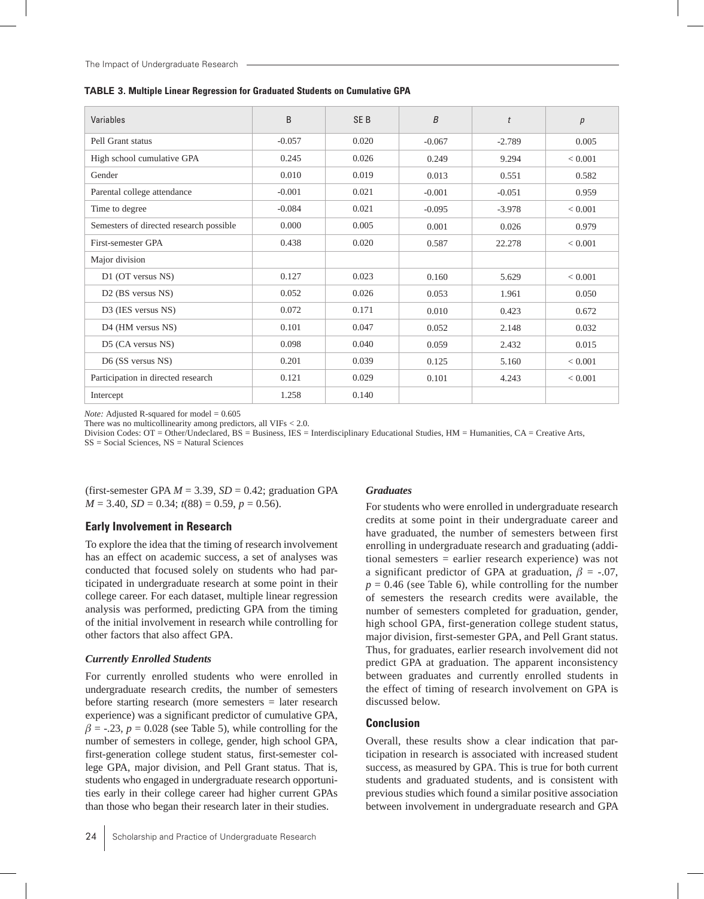**TABLE 3. Multiple Linear Regression for Graduated Students on Cumulative GPA**

| Variables | B | SE B | *Β* | *t* | *p* |
|---|---|---|---|---|---|
| Pell Grant status | -0.057 | 0.020 | -0.067 | -2.789 | 0.005 |
| High school cumulative GPA | 0.245 | 0.026 | 0.249 | 9.294 | < 0.001 |
| Gender | 0.010 | 0.019 | 0.013 | 0.551 | 0.582 |
| Parental college attendance | -0.001 | 0.021 | -0.001 | -0.051 | 0.959 |
| Time to degree | -0.084 | 0.021 | -0.095 | -3.978 | < 0.001 |
| Semesters of directed research possible | 0.000 | 0.005 | 0.001 | 0.026 | 0.979 |
| First-semester GPA | 0.438 | 0.020 | 0.587 | 22.278 | < 0.001 |
| Major division | | | | | |
| D1 (OT versus NS) | 0.127 | 0.023 | 0.160 | 5.629 | < 0.001 |
| D2 (BS versus NS) | 0.052 | 0.026 | 0.053 | 1.961 | 0.050 |
| D3 (IES versus NS) | 0.072 | 0.171 | 0.010 | 0.423 | 0.672 |
| D4 (HM versus NS) | 0.101 | 0.047 | 0.052 | 2.148 | 0.032 |
| D5 (CA versus NS) | 0.098 | 0.040 | 0.059 | 2.432 | 0.015 |
| D6 (SS versus NS) | 0.201 | 0.039 | 0.125 | 5.160 | < 0.001 |
| Participation in directed research | 0.121 | 0.029 | 0.101 | 4.243 | < 0.001 |
| Intercept | 1.258 | 0.140 | | | |

*Note:* Adjusted R-squared for model = 0.605
There was no multicollinearity among predictors, all VIFs < 2.0.
Division Codes: OT = Other/Undeclared, BS = Business, IES = Interdisciplinary Educational Studies, HM = Humanities, CA = Creative Arts, SS = Social Sciences, NS = Natural Sciences

(first-semester GPA $M = 3.39$, $SD = 0.42$; graduation GPA $M = 3.40$, $SD = 0.34$; $t(88) = 0.59$, $p = 0.56$).

### Early Involvement in Research

To explore the idea that the timing of research involvement has an effect on academic success, a set of analyses was conducted that focused solely on students who had participated in undergraduate research at some point in their college career. For each dataset, multiple linear regression analysis was performed, predicting GPA from the timing of the initial involvement in research while controlling for other factors that also affect GPA.

#### *Currently Enrolled Students*

For currently enrolled students who were enrolled in undergraduate research credits, the number of semesters before starting research (more semesters = later research experience) was a significant predictor of cumulative GPA, $\beta = -.23$, $p = 0.028$ (see Table 5), while controlling for the number of semesters in college, gender, high school GPA, first-generation college student status, first-semester college GPA, major division, and Pell Grant status. That is, students who engaged in undergraduate research opportunities early in their college career had higher current GPAs than those who began their research later in their studies.

#### *Graduates*

For students who were enrolled in undergraduate research credits at some point in their undergraduate career and have graduated, the number of semesters between first enrolling in undergraduate research and graduating (additional semesters = earlier research experience) was not a significant predictor of GPA at graduation, $\beta = -.07$, $p = 0.46$ (see Table 6), while controlling for the number of semesters the research credits were available, the number of semesters completed for graduation, gender, high school GPA, first-generation college student status, major division, first-semester GPA, and Pell Grant status. Thus, for graduates, earlier research involvement did not predict GPA at graduation. The apparent inconsistency between graduates and currently enrolled students in the effect of timing of research involvement on GPA is discussed below.

### Conclusion

Overall, these results show a clear indication that participation in research is associated with increased student success, as measured by GPA. This is true for both current students and graduated students, and is consistent with previous studies which found a similar positive association between involvement in undergraduate research and GPA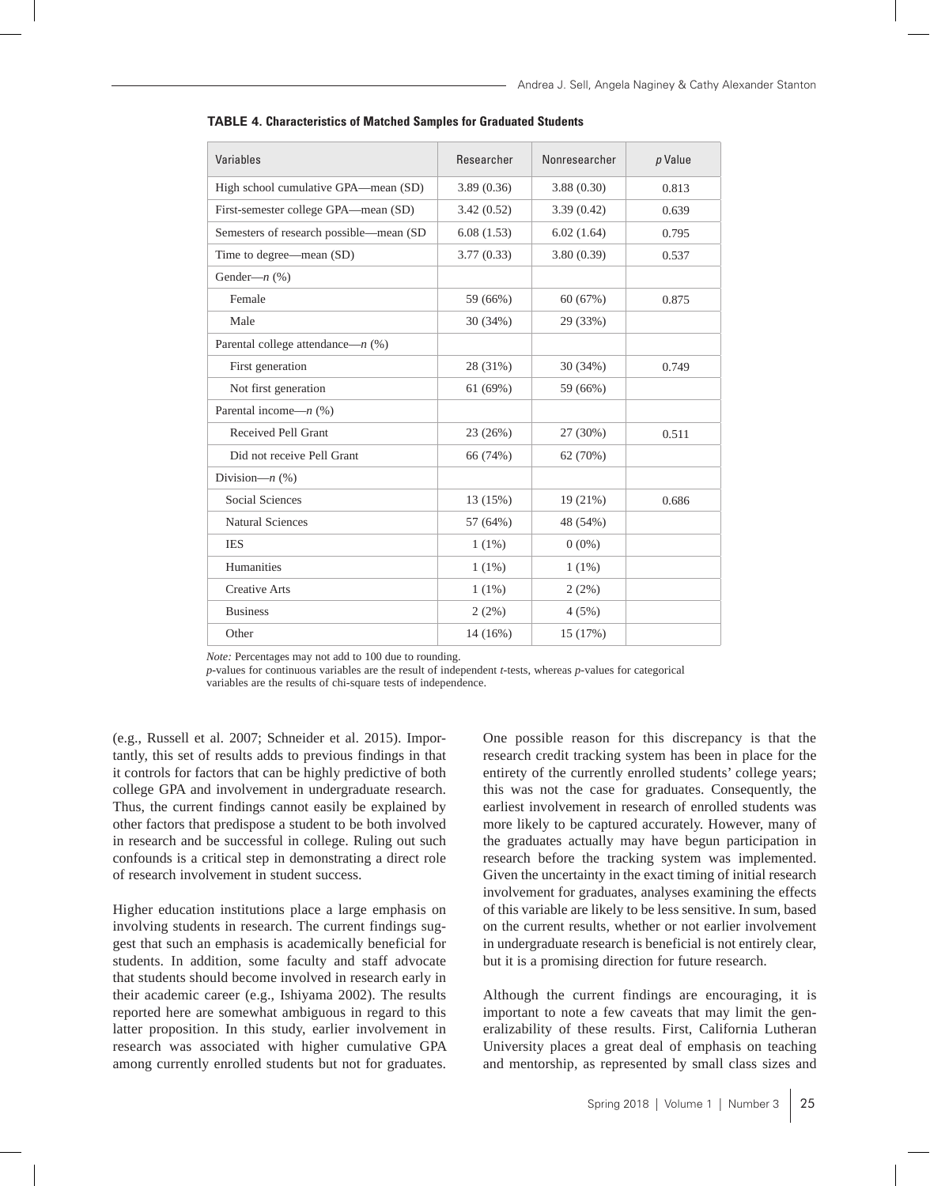**TABLE 4. Characteristics of Matched Samples for Graduated Students**

| Variables | Researcher | Nonresearcher | *p* Value |
|---|---|---|---|
| High school cumulative GPA—mean (SD) | 3.89 (0.36) | 3.88 (0.30) | 0.813 |
| First-semester college GPA—mean (SD) | 3.42 (0.52) | 3.39 (0.42) | 0.639 |
| Semesters of research possible—mean (SD | 6.08 (1.53) | 6.02 (1.64) | 0.795 |
| Time to degree—mean (SD) | 3.77 (0.33) | 3.80 (0.39) | 0.537 |
| Gender—*n* (%) | | | |
| Female | 59 (66%) | 60 (67%) | 0.875 |
| Male | 30 (34%) | 29 (33%) | |
| Parental college attendance—*n* (%) | | | |
| First generation | 28 (31%) | 30 (34%) | 0.749 |
| Not first generation | 61 (69%) | 59 (66%) | |
| Parental income—*n* (%) | | | |
| Received Pell Grant | 23 (26%) | 27 (30%) | 0.511 |
| Did not receive Pell Grant | 66 (74%) | 62 (70%) | |
| Division—*n* (%) | | | |
| Social Sciences | 13 (15%) | 19 (21%) | 0.686 |
| Natural Sciences | 57 (64%) | 48 (54%) | |
| IES | 1 (1%) | 0 (0%) | |
| Humanities | 1 (1%) | 1 (1%) | |
| Creative Arts | 1 (1%) | 2 (2%) | |
| Business | 2 (2%) | 4 (5%) | |
| Other | 14 (16%) | 15 (17%) | |

*Note:* Percentages may not add to 100 due to rounding.
*p*-values for continuous variables are the result of independent *t*-tests, whereas *p*-values for categorical variables are the results of chi-square tests of independence.

(e.g., Russell et al. 2007; Schneider et al. 2015). Importantly, this set of results adds to previous findings in that it controls for factors that can be highly predictive of both college GPA and involvement in undergraduate research. Thus, the current findings cannot easily be explained by other factors that predispose a student to be both involved in research and be successful in college. Ruling out such confounds is a critical step in demonstrating a direct role of research involvement in student success.

Higher education institutions place a large emphasis on involving students in research. The current findings suggest that such an emphasis is academically beneficial for students. In addition, some faculty and staff advocate that students should become involved in research early in their academic career (e.g., Ishiyama 2002). The results reported here are somewhat ambiguous in regard to this latter proposition. In this study, earlier involvement in research was associated with higher cumulative GPA among currently enrolled students but not for graduates. One possible reason for this discrepancy is that the research credit tracking system has been in place for the entirety of the currently enrolled students' college years; this was not the case for graduates. Consequently, the earliest involvement in research of enrolled students was more likely to be captured accurately. However, many of the graduates actually may have begun participation in research before the tracking system was implemented. Given the uncertainty in the exact timing of initial research involvement for graduates, analyses examining the effects of this variable are likely to be less sensitive. In sum, based on the current results, whether or not earlier involvement in undergraduate research is beneficial is not entirely clear, but it is a promising direction for future research.

Although the current findings are encouraging, it is important to note a few caveats that may limit the generalizability of these results. First, California Lutheran University places a great deal of emphasis on teaching and mentorship, as represented by small class sizes and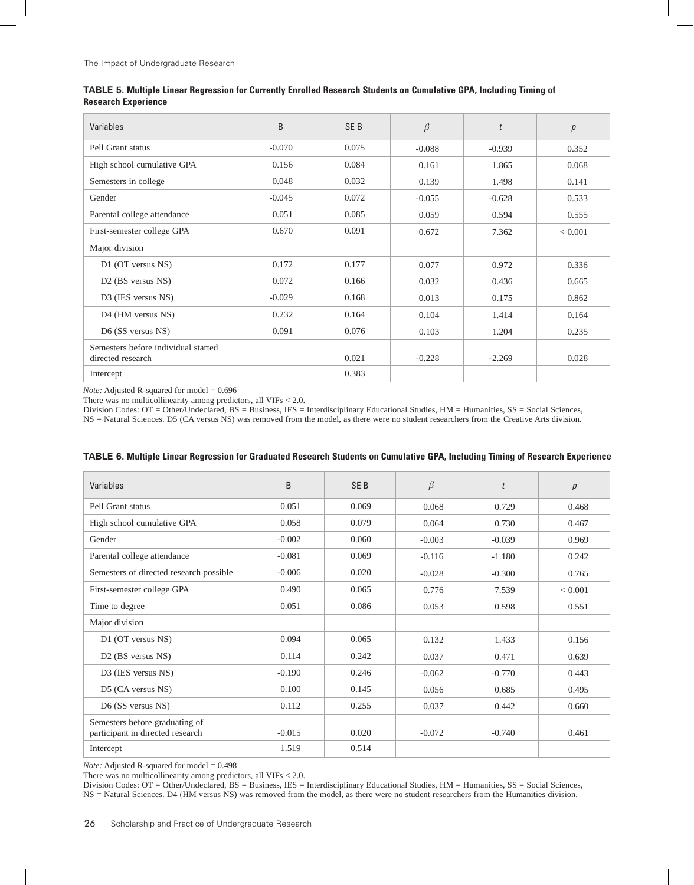**TABLE 5. Multiple Linear Regression for Currently Enrolled Research Students on Cumulative GPA, Including Timing of Research Experience**

| Variables | B | SE B | $\beta$ | $t$ | $p$ |
|---|---|---|---|---|---|
| Pell Grant status | -0.070 | 0.075 | -0.088 | -0.939 | 0.352 |
| High school cumulative GPA | 0.156 | 0.084 | 0.161 | 1.865 | 0.068 |
| Semesters in college | 0.048 | 0.032 | 0.139 | 1.498 | 0.141 |
| Gender | -0.045 | 0.072 | -0.055 | -0.628 | 0.533 |
| Parental college attendance | 0.051 | 0.085 | 0.059 | 0.594 | 0.555 |
| First-semester college GPA | 0.670 | 0.091 | 0.672 | 7.362 | < 0.001 |
| Major division | | | | | |
| D1 (OT versus NS) | 0.172 | 0.177 | 0.077 | 0.972 | 0.336 |
| D2 (BS versus NS) | 0.072 | 0.166 | 0.032 | 0.436 | 0.665 |
| D3 (IES versus NS) | -0.029 | 0.168 | 0.013 | 0.175 | 0.862 |
| D4 (HM versus NS) | 0.232 | 0.164 | 0.104 | 1.414 | 0.164 |
| D6 (SS versus NS) | 0.091 | 0.076 | 0.103 | 1.204 | 0.235 |
| Semesters before individual started directed research | | 0.021 | -0.228 | -2.269 | 0.028 |
| Intercept | | 0.383 | | | |

*Note:* Adjusted R-squared for model = 0.696

There was no multicollinearity among predictors, all VIFs < 2.0.

Division Codes: OT = Other/Undeclared, BS = Business, IES = Interdisciplinary Educational Studies, HM = Humanities, SS = Social Sciences, NS = Natural Sciences. D5 (CA versus NS) was removed from the model, as there were no student researchers from the Creative Arts division.

**TABLE 6. Multiple Linear Regression for Graduated Research Students on Cumulative GPA, Including Timing of Research Experience**

| Variables | B | SE B | $\beta$ | $t$ | $p$ |
|---|---|---|---|---|---|
| Pell Grant status | 0.051 | 0.069 | 0.068 | 0.729 | 0.468 |
| High school cumulative GPA | 0.058 | 0.079 | 0.064 | 0.730 | 0.467 |
| Gender | -0.002 | 0.060 | -0.003 | -0.039 | 0.969 |
| Parental college attendance | -0.081 | 0.069 | -0.116 | -1.180 | 0.242 |
| Semesters of directed research possible | -0.006 | 0.020 | -0.028 | -0.300 | 0.765 |
| First-semester college GPA | 0.490 | 0.065 | 0.776 | 7.539 | < 0.001 |
| Time to degree | 0.051 | 0.086 | 0.053 | 0.598 | 0.551 |
| Major division | | | | | |
| D1 (OT versus NS) | 0.094 | 0.065 | 0.132 | 1.433 | 0.156 |
| D2 (BS versus NS) | 0.114 | 0.242 | 0.037 | 0.471 | 0.639 |
| D3 (IES versus NS) | -0.190 | 0.246 | -0.062 | -0.770 | 0.443 |
| D5 (CA versus NS) | 0.100 | 0.145 | 0.056 | 0.685 | 0.495 |
| D6 (SS versus NS) | 0.112 | 0.255 | 0.037 | 0.442 | 0.660 |
| Semesters before graduating of participant in directed research | -0.015 | 0.020 | -0.072 | -0.740 | 0.461 |
| Intercept | 1.519 | 0.514 | | | |

*Note:* Adjusted R-squared for model = 0.498

There was no multicollinearity among predictors, all VIFs < 2.0.

Division Codes: OT = Other/Undeclared, BS = Business, IES = Interdisciplinary Educational Studies, HM = Humanities, SS = Social Sciences, NS = Natural Sciences. D4 (HM versus NS) was removed from the model, as there were no student researchers from the Humanities division.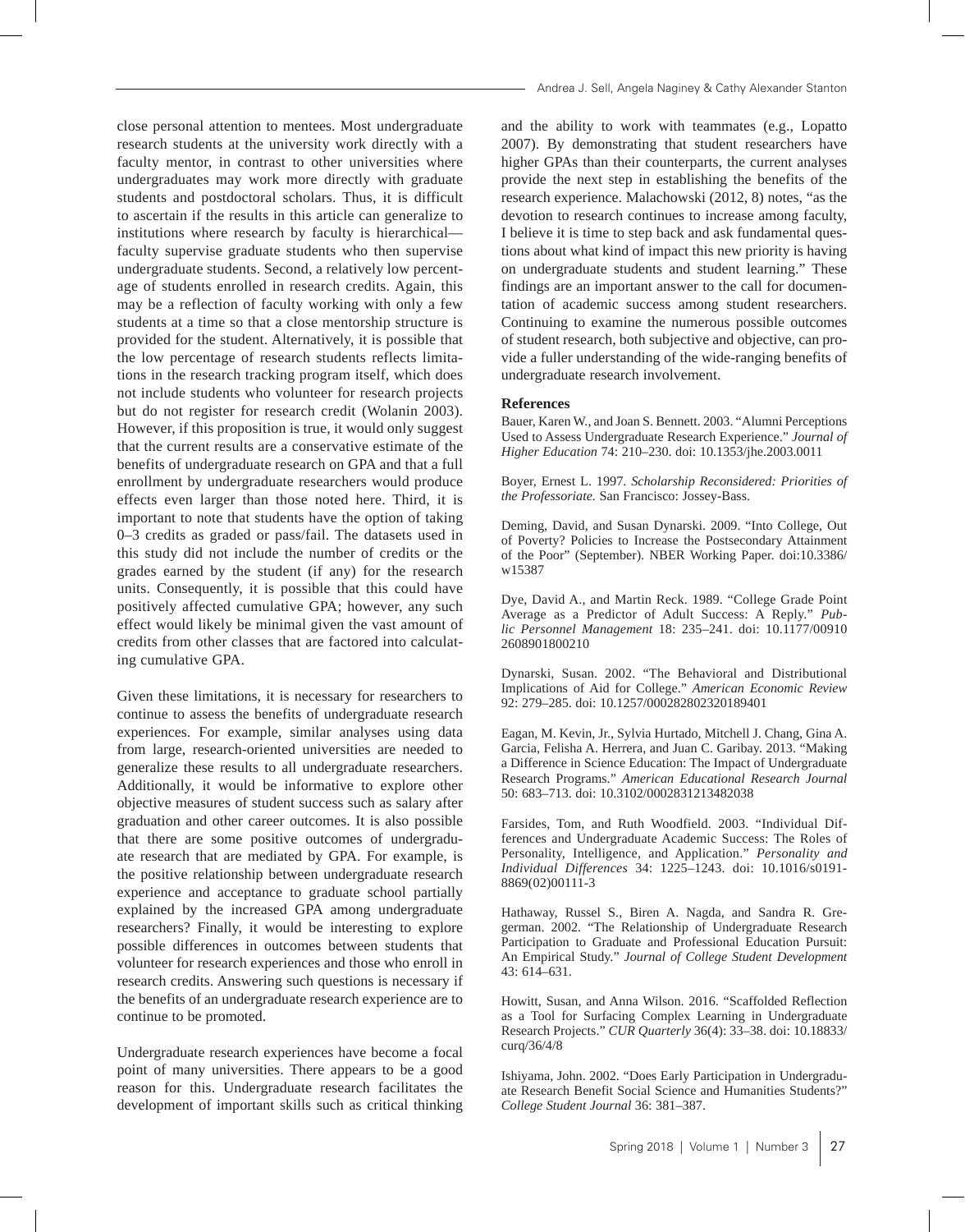close personal attention to mentees. Most undergraduate research students at the university work directly with a faculty mentor, in contrast to other universities where undergraduates may work more directly with graduate students and postdoctoral scholars. Thus, it is difficult to ascertain if the results in this article can generalize to institutions where research by faculty is hierarchical—faculty supervise graduate students who then supervise undergraduate students. Second, a relatively low percentage of students enrolled in research credits. Again, this may be a reflection of faculty working with only a few students at a time so that a close mentorship structure is provided for the student. Alternatively, it is possible that the low percentage of research students reflects limitations in the research tracking program itself, which does not include students who volunteer for research projects but do not register for research credit (Wolanin 2003). However, if this proposition is true, it would only suggest that the current results are a conservative estimate of the benefits of undergraduate research on GPA and that a full enrollment by undergraduate researchers would produce effects even larger than those noted here. Third, it is important to note that students have the option of taking 0–3 credits as graded or pass/fail. The datasets used in this study did not include the number of credits or the grades earned by the student (if any) for the research units. Consequently, it is possible that this could have positively affected cumulative GPA; however, any such effect would likely be minimal given the vast amount of credits from other classes that are factored into calculating cumulative GPA.

Given these limitations, it is necessary for researchers to continue to assess the benefits of undergraduate research experiences. For example, similar analyses using data from large, research-oriented universities are needed to generalize these results to all undergraduate researchers. Additionally, it would be informative to explore other objective measures of student success such as salary after graduation and other career outcomes. It is also possible that there are some positive outcomes of undergraduate research that are mediated by GPA. For example, is the positive relationship between undergraduate research experience and acceptance to graduate school partially explained by the increased GPA among undergraduate researchers? Finally, it would be interesting to explore possible differences in outcomes between students that volunteer for research experiences and those who enroll in research credits. Answering such questions is necessary if the benefits of an undergraduate research experience are to continue to be promoted.

Undergraduate research experiences have become a focal point of many universities. There appears to be a good reason for this. Undergraduate research facilitates the development of important skills such as critical thinking and the ability to work with teammates (e.g., Lopatto 2007). By demonstrating that student researchers have higher GPAs than their counterparts, the current analyses provide the next step in establishing the benefits of the research experience. Malachowski (2012, 8) notes, "as the devotion to research continues to increase among faculty, I believe it is time to step back and ask fundamental questions about what kind of impact this new priority is having on undergraduate students and student learning." These findings are an important answer to the call for documentation of academic success among student researchers. Continuing to examine the numerous possible outcomes of student research, both subjective and objective, can provide a fuller understanding of the wide-ranging benefits of undergraduate research involvement.

**References**

Bauer, Karen W., and Joan S. Bennett. 2003. "Alumni Perceptions Used to Assess Undergraduate Research Experience." *Journal of Higher Education* 74: 210–230. doi: 10.1353/jhe.2003.0011

Boyer, Ernest L. 1997. *Scholarship Reconsidered: Priorities of the Professoriate.* San Francisco: Jossey-Bass.

Deming, David, and Susan Dynarski. 2009. "Into College, Out of Poverty? Policies to Increase the Postsecondary Attainment of the Poor" (September). NBER Working Paper. doi:10.3386/w15387

Dye, David A., and Martin Reck. 1989. "College Grade Point Average as a Predictor of Adult Success: A Reply." *Public Personnel Management* 18: 235–241. doi: 10.1177/009102608901800210

Dynarski, Susan. 2002. "The Behavioral and Distributional Implications of Aid for College." *American Economic Review* 92: 279–285. doi: 10.1257/000282802320189401

Eagan, M. Kevin, Jr., Sylvia Hurtado, Mitchell J. Chang, Gina A. Garcia, Felisha A. Herrera, and Juan C. Garibay. 2013. "Making a Difference in Science Education: The Impact of Undergraduate Research Programs." *American Educational Research Journal* 50: 683–713. doi: 10.3102/0002831213482038

Farsides, Tom, and Ruth Woodfield. 2003. "Individual Differences and Undergraduate Academic Success: The Roles of Personality, Intelligence, and Application." *Personality and Individual Differences* 34: 1225–1243. doi: 10.1016/s0191-8869(02)00111-3

Hathaway, Russel S., Biren A. Nagda, and Sandra R. Gregerman. 2002. "The Relationship of Undergraduate Research Participation to Graduate and Professional Education Pursuit: An Empirical Study." *Journal of College Student Development* 43: 614–631.

Howitt, Susan, and Anna Wilson. 2016. "Scaffolded Reflection as a Tool for Surfacing Complex Learning in Undergraduate Research Projects." *CUR Quarterly* 36(4): 33–38. doi: 10.18833/curq/36/4/8

Ishiyama, John. 2002. "Does Early Participation in Undergraduate Research Benefit Social Science and Humanities Students?" *College Student Journal* 36: 381–387.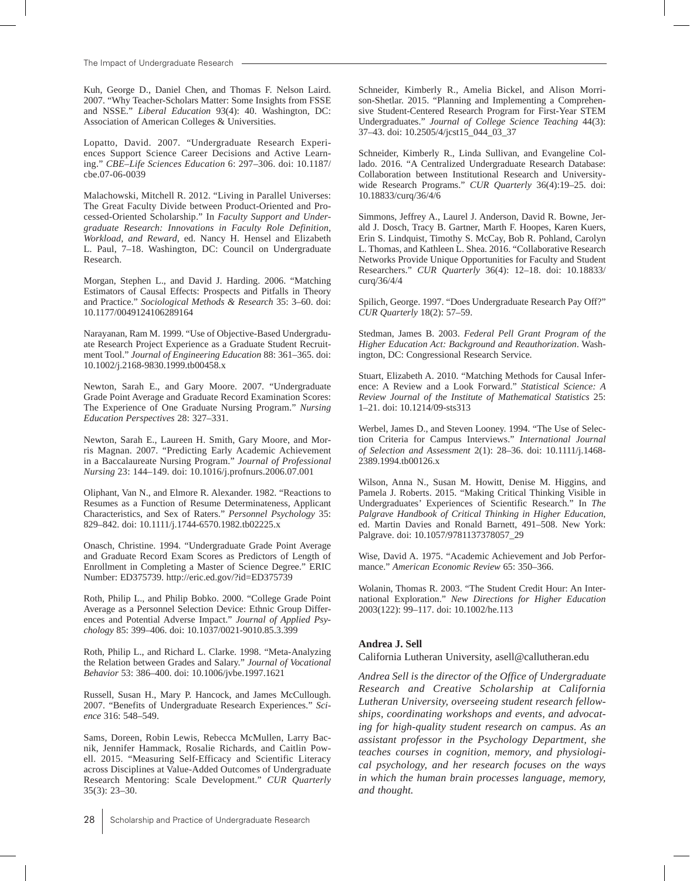Kuh, George D., Daniel Chen, and Thomas F. Nelson Laird. 2007. "Why Teacher-Scholars Matter: Some Insights from FSSE and NSSE." *Liberal Education* 93(4): 40. Washington, DC: Association of American Colleges & Universities.

Lopatto, David. 2007. "Undergraduate Research Experiences Support Science Career Decisions and Active Learning." *CBE–Life Sciences Education* 6: 297–306. doi: 10.1187/cbe.07-06-0039

Malachowski, Mitchell R. 2012. "Living in Parallel Universes: The Great Faculty Divide between Product-Oriented and Processed-Oriented Scholarship." In *Faculty Support and Undergraduate Research: Innovations in Faculty Role Definition, Workload, and Reward,* ed. Nancy H. Hensel and Elizabeth L. Paul, 7–18. Washington, DC: Council on Undergraduate Research.

Morgan, Stephen L., and David J. Harding. 2006. "Matching Estimators of Causal Effects: Prospects and Pitfalls in Theory and Practice." *Sociological Methods & Research* 35: 3–60. doi: 10.1177/0049124106289164

Narayanan, Ram M. 1999. "Use of Objective-Based Undergraduate Research Project Experience as a Graduate Student Recruitment Tool." *Journal of Engineering Education* 88: 361–365. doi: 10.1002/j.2168-9830.1999.tb00458.x

Newton, Sarah E., and Gary Moore. 2007. "Undergraduate Grade Point Average and Graduate Record Examination Scores: The Experience of One Graduate Nursing Program." *Nursing Education Perspectives* 28: 327–331.

Newton, Sarah E., Laureen H. Smith, Gary Moore, and Morris Magnan. 2007. "Predicting Early Academic Achievement in a Baccalaureate Nursing Program." *Journal of Professional Nursing* 23: 144–149. doi: 10.1016/j.profnurs.2006.07.001

Oliphant, Van N., and Elmore R. Alexander. 1982. "Reactions to Resumes as a Function of Resume Determinateness, Applicant Characteristics, and Sex of Raters." *Personnel Psychology* 35: 829–842. doi: 10.1111/j.1744-6570.1982.tb02225.x

Onasch, Christine. 1994. "Undergraduate Grade Point Average and Graduate Record Exam Scores as Predictors of Length of Enrollment in Completing a Master of Science Degree." ERIC Number: ED375739. http://eric.ed.gov/?id=ED375739

Roth, Philip L., and Philip Bobko. 2000. "College Grade Point Average as a Personnel Selection Device: Ethnic Group Differences and Potential Adverse Impact." *Journal of Applied Psychology* 85: 399–406. doi: 10.1037/0021-9010.85.3.399

Roth, Philip L., and Richard L. Clarke. 1998. "Meta-Analyzing the Relation between Grades and Salary." *Journal of Vocational Behavior* 53: 386–400. doi: 10.1006/jvbe.1997.1621

Russell, Susan H., Mary P. Hancock, and James McCullough. 2007. "Benefits of Undergraduate Research Experiences." *Science* 316: 548–549.

Sams, Doreen, Robin Lewis, Rebecca McMullen, Larry Bacnik, Jennifer Hammack, Rosalie Richards, and Caitlin Powell. 2015. "Measuring Self-Efficacy and Scientific Literacy across Disciplines at Value-Added Outcomes of Undergraduate Research Mentoring: Scale Development." *CUR Quarterly* 35(3): 23–30.

Schneider, Kimberly R., Amelia Bickel, and Alison Morrison-Shetlar. 2015. "Planning and Implementing a Comprehensive Student-Centered Research Program for First-Year STEM Undergraduates." *Journal of College Science Teaching* 44(3): 37–43. doi: 10.2505/4/jcst15_044_03_37

Schneider, Kimberly R., Linda Sullivan, and Evangeline Collado. 2016. "A Centralized Undergraduate Research Database: Collaboration between Institutional Research and University-wide Research Programs." *CUR Quarterly* 36(4):19–25. doi: 10.18833/curq/36/4/6

Simmons, Jeffrey A., Laurel J. Anderson, David R. Bowne, Jerald J. Dosch, Tracy B. Gartner, Marth F. Hoopes, Karen Kuers, Erin S. Lindquist, Timothy S. McCay, Bob R. Pohland, Carolyn L. Thomas, and Kathleen L. Shea. 2016. "Collaborative Research Networks Provide Unique Opportunities for Faculty and Student Researchers." *CUR Quarterly* 36(4): 12–18. doi: 10.18833/curq/36/4/4

Spilich, George. 1997. "Does Undergraduate Research Pay Off?" *CUR Quarterly* 18(2): 57–59.

Stedman, James B. 2003. *Federal Pell Grant Program of the Higher Education Act: Background and Reauthorization*. Washington, DC: Congressional Research Service.

Stuart, Elizabeth A. 2010. "Matching Methods for Causal Inference: A Review and a Look Forward." *Statistical Science: A Review Journal of the Institute of Mathematical Statistics* 25: 1–21. doi: 10.1214/09-sts313

Werbel, James D., and Steven Looney. 1994. "The Use of Selection Criteria for Campus Interviews." *International Journal of Selection and Assessment* 2(1): 28–36. doi: 10.1111/j.1468-2389.1994.tb00126.x

Wilson, Anna N., Susan M. Howitt, Denise M. Higgins, and Pamela J. Roberts. 2015. "Making Critical Thinking Visible in Undergraduates' Experiences of Scientific Research." In *The Palgrave Handbook of Critical Thinking in Higher Education*, ed. Martin Davies and Ronald Barnett, 491–508. New York: Palgrave. doi: 10.1057/9781137378057_29

Wise, David A. 1975. "Academic Achievement and Job Performance." *American Economic Review* 65: 350–366.

Wolanin, Thomas R. 2003. "The Student Credit Hour: An International Exploration." *New Directions for Higher Education* 2003(122): 99–117. doi: 10.1002/he.113

**Andrea J. Sell**

California Lutheran University, asell@callutheran.edu

*Andrea Sell is the director of the Office of Undergraduate Research and Creative Scholarship at California Lutheran University, overseeing student research fellowships, coordinating workshops and events, and advocating for high-quality student research on campus. As an assistant professor in the Psychology Department, she teaches courses in cognition, memory, and physiological psychology, and her research focuses on the ways in which the human brain processes language, memory, and thought.*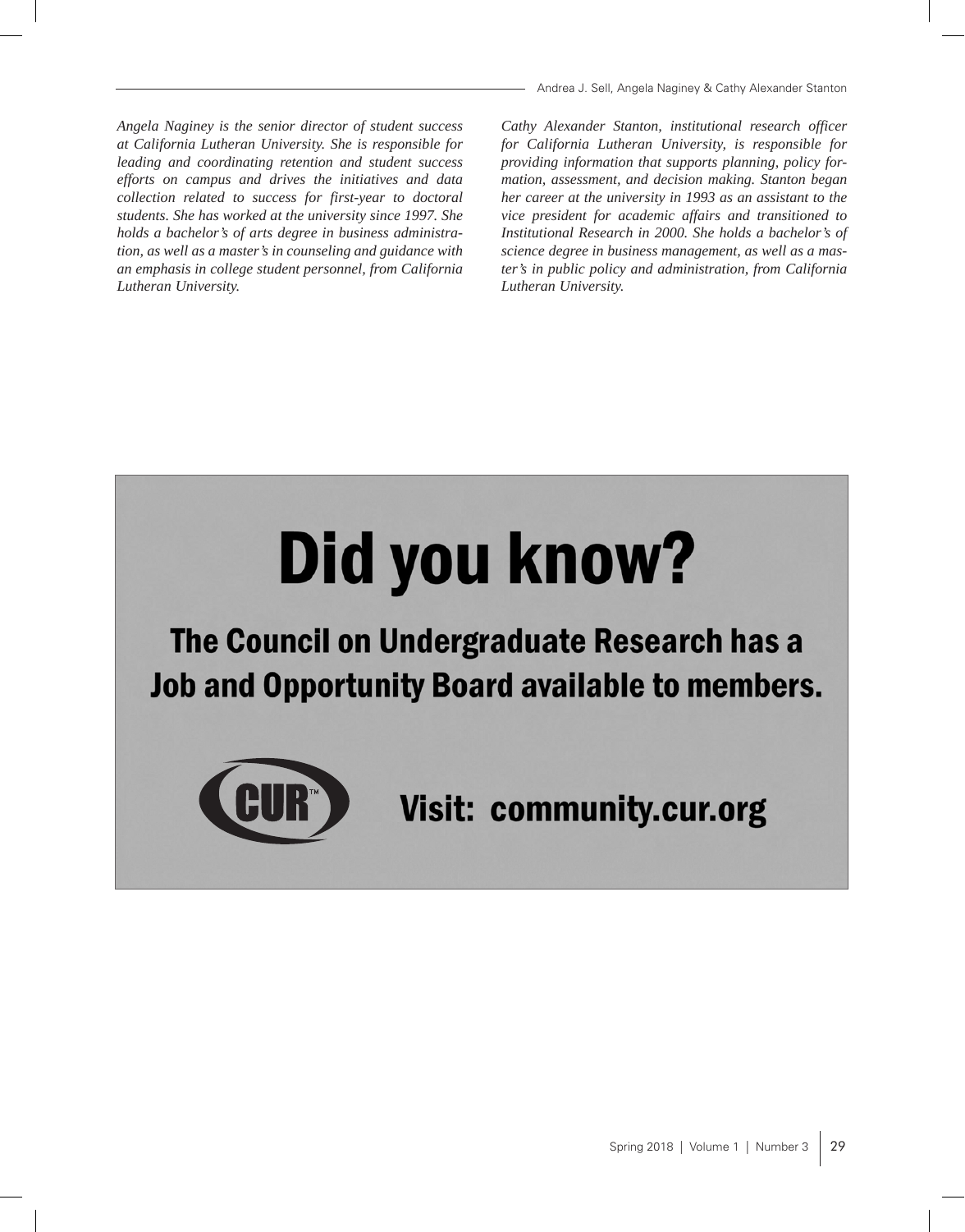*Angela Naginey is the senior director of student success at California Lutheran University. She is responsible for leading and coordinating retention and student success efforts on campus and drives the initiatives and data collection related to success for first-year to doctoral students. She has worked at the university since 1997. She holds a bachelor's of arts degree in business administration, as well as a master's in counseling and guidance with an emphasis in college student personnel, from California Lutheran University.*

*Cathy Alexander Stanton, institutional research officer for California Lutheran University, is responsible for providing information that supports planning, policy formation, assessment, and decision making. Stanton began her career at the university in 1993 as an assistant to the vice president for academic affairs and transitioned to Institutional Research in 2000. She holds a bachelor's of science degree in business management, as well as a master's in public policy and administration, from California Lutheran University.*

# Did you know?

## The Council on Undergraduate Research has a Job and Opportunity Board available to members.

CUR™

Visit: community.cur.org